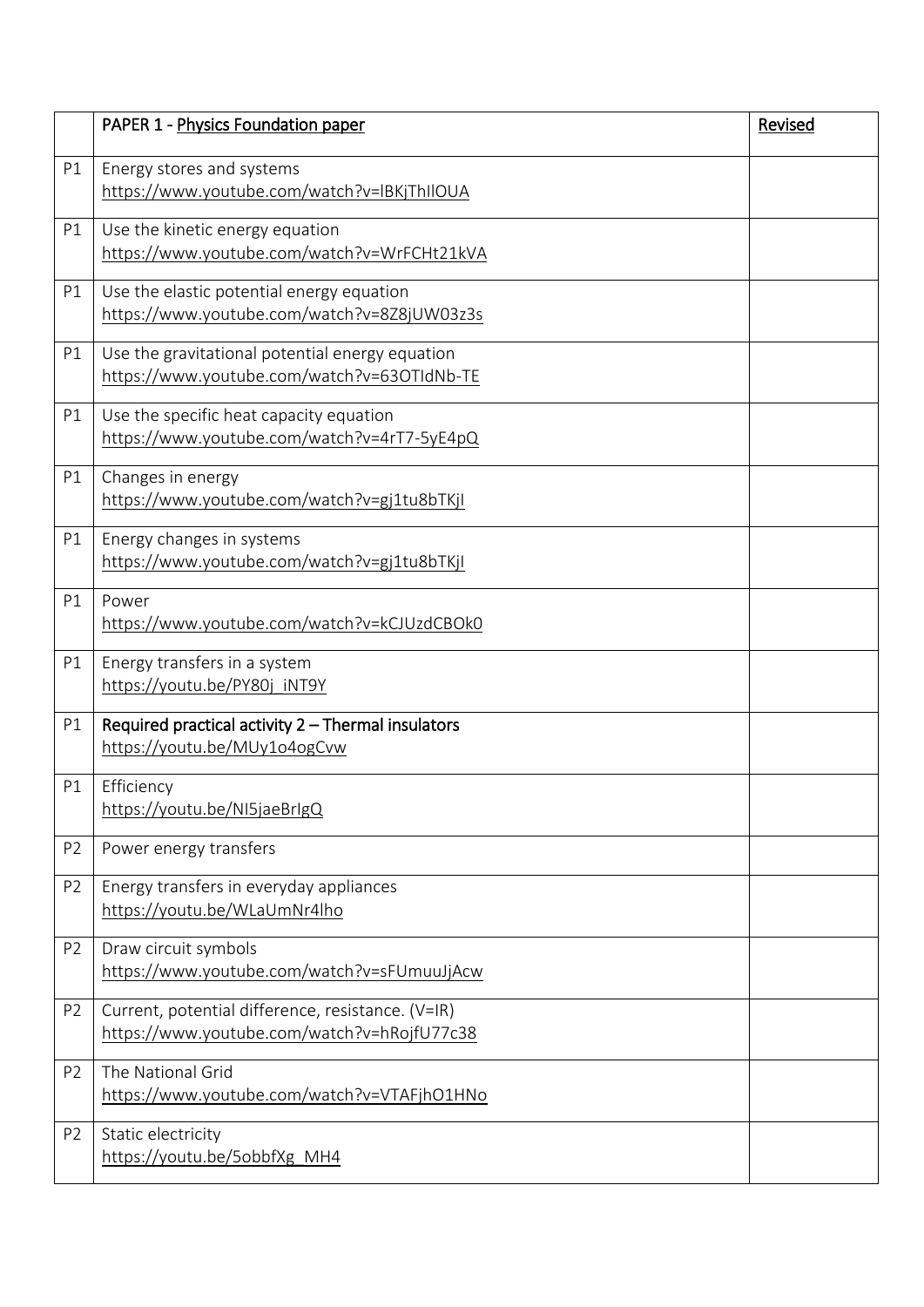| | PAPER 1 - Physics Foundation paper | Revised |
|---|---|---|
| P1 | Energy stores and systems<br>https://www.youtube.com/watch?v=lBKjThIlOUA | |
| P1 | Use the kinetic energy equation<br>https://www.youtube.com/watch?v=WrFCHt21kVA | |
| P1 | Use the elastic potential energy equation<br>https://www.youtube.com/watch?v=8Z8jUW03z3s | |
| P1 | Use the gravitational potential energy equation<br>https://www.youtube.com/watch?v=63OTIdNb-TE | |
| P1 | Use the specific heat capacity equation<br>https://www.youtube.com/watch?v=4rT7-5yE4pQ | |
| P1 | Changes in energy<br>https://www.youtube.com/watch?v=gj1tu8bTKjI | |
| P1 | Energy changes in systems<br>https://www.youtube.com/watch?v=gj1tu8bTKjI | |
| P1 | Power<br>https://www.youtube.com/watch?v=kCJUzdCBOk0 | |
| P1 | Energy transfers in a system<br>https://youtu.be/PY80j_iNT9Y | |
| P1 | Required practical activity 2 – Thermal insulators<br>https://youtu.be/MUy1o4ogCvw | |
| P1 | Efficiency<br>https://youtu.be/NI5jaeBrIgQ | |
| P2 | Power energy transfers | |
| P2 | Energy transfers in everyday appliances<br>https://youtu.be/WLaUmNr4lho | |
| P2 | Draw circuit symbols<br>https://www.youtube.com/watch?v=sFUmuuJjAcw | |
| P2 | Current, potential difference, resistance. (V=IR)<br>https://www.youtube.com/watch?v=hRojfU77c38 | |
| P2 | The National Grid<br>https://www.youtube.com/watch?v=VTAFjhO1HNo | |
| P2 | Static electricity<br>https://youtu.be/5obbfXg_MH4 | |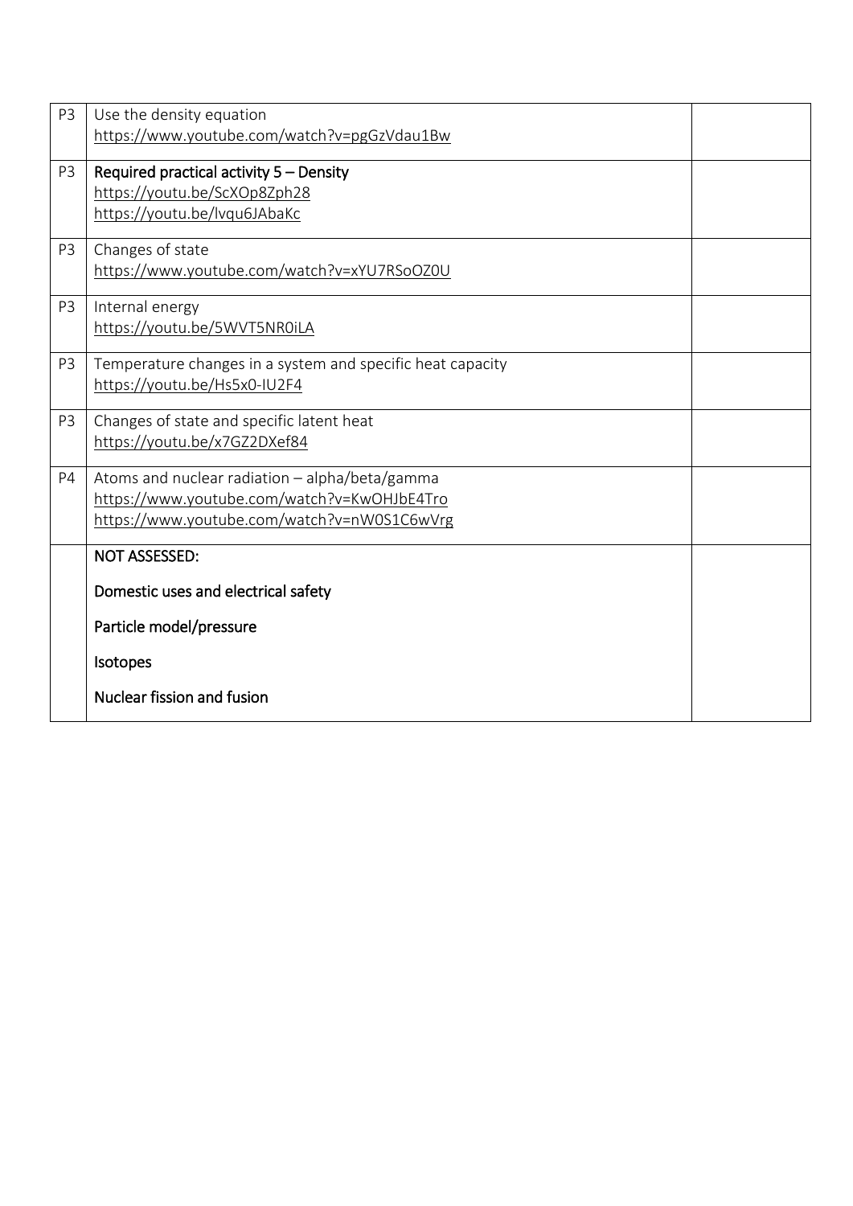| | | |
|---|---|---|
| P3 | Use the density equation<br>https://www.youtube.com/watch?v=pgGzVdau1Bw | |
| P3 | Required practical activity 5 – Density<br>https://youtu.be/ScXOp8Zph28<br>https://youtu.be/lvqu6JAbaKc | |
| P3 | Changes of state<br>https://www.youtube.com/watch?v=xYU7RSoOZ0U | |
| P3 | Internal energy<br>https://youtu.be/5WVT5NR0iLA | |
| P3 | Temperature changes in a system and specific heat capacity<br>https://youtu.be/Hs5x0-IU2F4 | |
| P3 | Changes of state and specific latent heat<br>https://youtu.be/x7GZ2DXef84 | |
| P4 | Atoms and nuclear radiation – alpha/beta/gamma<br>https://www.youtube.com/watch?v=KwOHJbE4Tro<br>https://www.youtube.com/watch?v=nW0S1C6wVrg | |
| | NOT ASSESSED:<br><br>Domestic uses and electrical safety<br><br>Particle model/pressure<br><br>Isotopes<br><br>Nuclear fission and fusion | |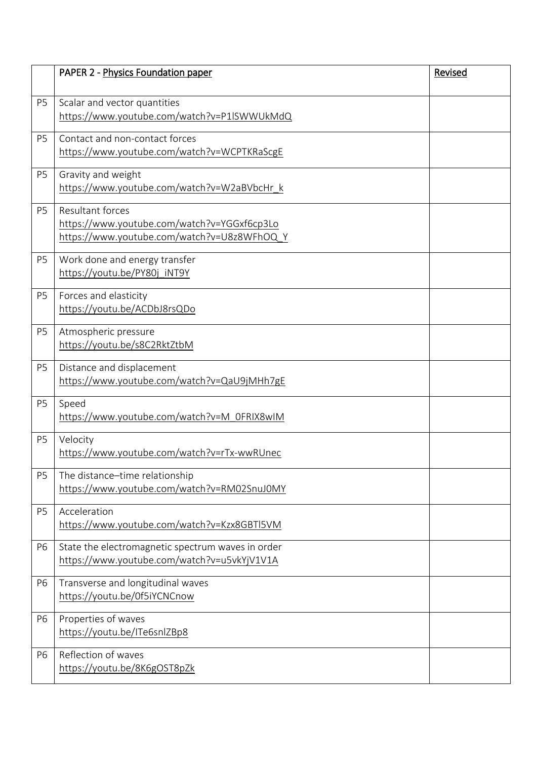| | PAPER 2 - Physics Foundation paper | Revised |
|---|---|---|
| P5 | Scalar and vector quantities<br>https://www.youtube.com/watch?v=P1lSWWUkMdQ | |
| P5 | Contact and non-contact forces<br>https://www.youtube.com/watch?v=WCPTKRaScgE | |
| P5 | Gravity and weight<br>https://www.youtube.com/watch?v=W2aBVbcHr_k | |
| P5 | Resultant forces<br>https://www.youtube.com/watch?v=YGGxf6cp3Lo<br>https://www.youtube.com/watch?v=U8z8WFhOQ_Y | |
| P5 | Work done and energy transfer<br>https://youtu.be/PY80j_iNT9Y | |
| P5 | Forces and elasticity<br>https://youtu.be/ACDbJ8rsQDo | |
| P5 | Atmospheric pressure<br>https://youtu.be/s8C2RktZtbM | |
| P5 | Distance and displacement<br>https://www.youtube.com/watch?v=QaU9jMHh7gE | |
| P5 | Speed<br>https://www.youtube.com/watch?v=M_0FRIX8wIM | |
| P5 | Velocity<br>https://www.youtube.com/watch?v=rTx-wwRUnec | |
| P5 | The distance–time relationship<br>https://www.youtube.com/watch?v=RM02SnuJ0MY | |
| P5 | Acceleration<br>https://www.youtube.com/watch?v=Kzx8GBTl5VM | |
| P6 | State the electromagnetic spectrum waves in order<br>https://www.youtube.com/watch?v=u5vkYjV1V1A | |
| P6 | Transverse and longitudinal waves<br>https://youtu.be/0f5iYCNCnow | |
| P6 | Properties of waves<br>https://youtu.be/lTe6snlZBp8 | |
| P6 | Reflection of waves<br>https://youtu.be/8K6gOST8pZk | |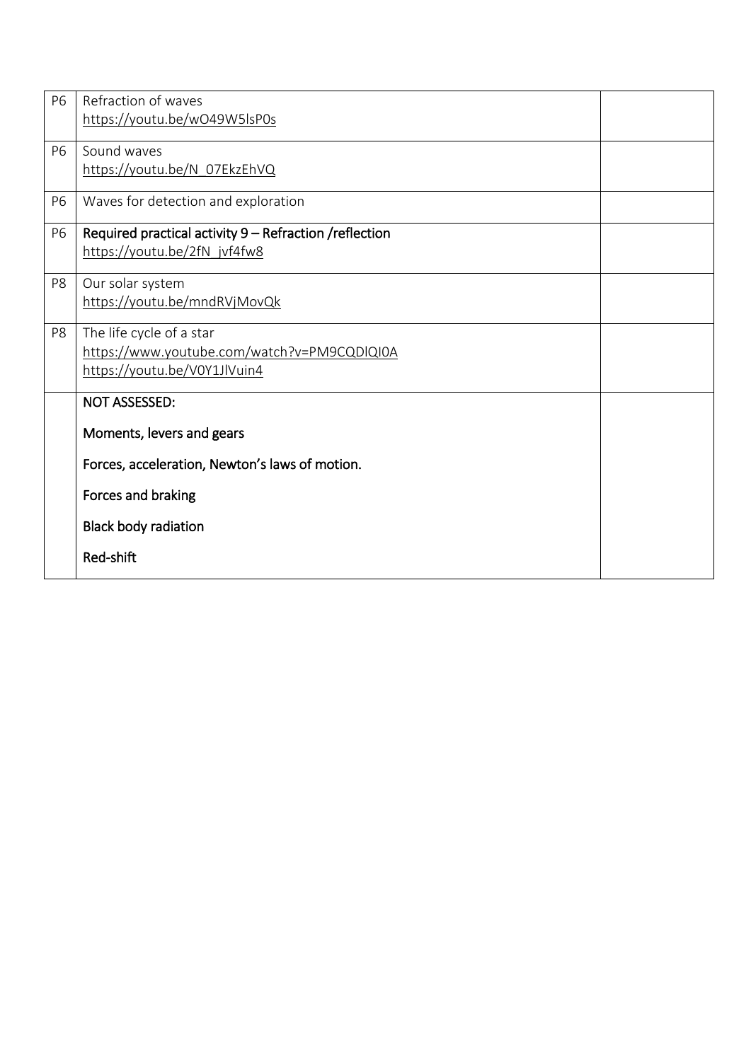| | | |
|---|---|---|
| P6 | Refraction of waves<br>https://youtu.be/wO49W5lsP0s | |
| P6 | Sound waves<br>https://youtu.be/N_07EkzEhVQ | |
| P6 | Waves for detection and exploration | |
| P6 | **Required practical activity 9 – Refraction /reflection**<br>https://youtu.be/2fN_jvf4fw8 | |
| P8 | Our solar system<br>https://youtu.be/mndRVjMovQk | |
| P8 | The life cycle of a star<br>https://www.youtube.com/watch?v=PM9CQDlQI0A<br>https://youtu.be/V0Y1JlVuin4 | |
| | **NOT ASSESSED:**<br>**Moments, levers and gears**<br>**Forces, acceleration, Newton's laws of motion.**<br>**Forces and braking**<br>**Black body radiation**<br>**Red-shift** | |